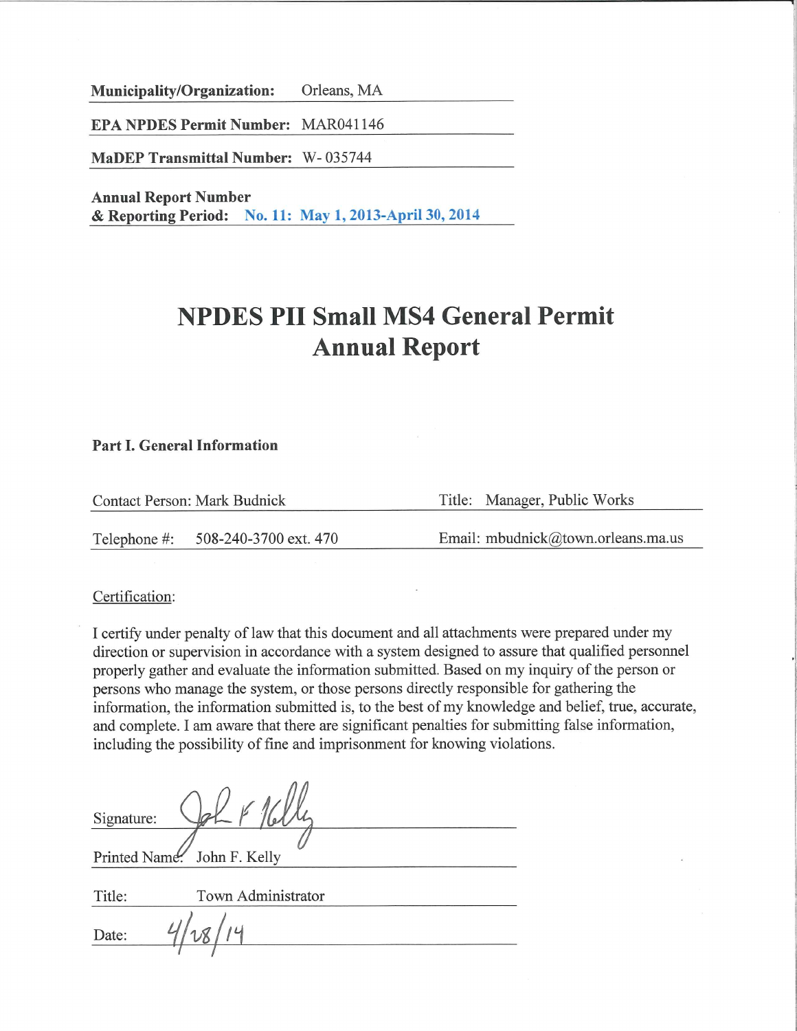**Municipality/Organization:** Orleans, MA

**EPA NPDES Permit Number:** MAR041146

**MaDEP Transmittal Number:** W- 035744

**Annual Report Number & Reporting Period:** **No. 11: May 1, 2013-April 30, 2014**

# NPDES PII Small MS4 General Permit Annual Report

## Part I. General Information

Contact Person: Mark Budnick | Title: Manager, Public Works

Telephone #: 508-240-3700 ext. 470 | Email: mbudnick@town.orleans.ma.us

Certification:

I certify under penalty of law that this document and all attachments were prepared under my direction or supervision in accordance with a system designed to assure that qualified personnel properly gather and evaluate the information submitted. Based on my inquiry of the person or persons who manage the system, or those persons directly responsible for gathering the information, the information submitted is, to the best of my knowledge and belief, true, accurate, and complete. I am aware that there are significant penalties for submitting false information, including the possibility of fine and imprisonment for knowing violations.

Signature: John F. Kelly

Printed Name: John F. Kelly

Title: Town Administrator

Date: 4/28/14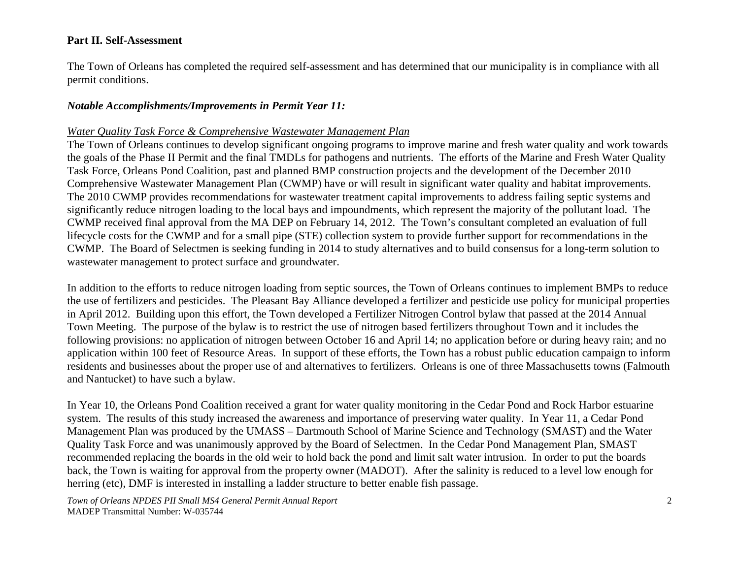**Part II. Self-Assessment**

The Town of Orleans has completed the required self-assessment and has determined that our municipality is in compliance with all permit conditions.

***Notable Accomplishments/Improvements in Permit Year 11:***

*Water Quality Task Force & Comprehensive Wastewater Management Plan*

The Town of Orleans continues to develop significant ongoing programs to improve marine and fresh water quality and work towards the goals of the Phase II Permit and the final TMDLs for pathogens and nutrients. The efforts of the Marine and Fresh Water Quality Task Force, Orleans Pond Coalition, past and planned BMP construction projects and the development of the December 2010 Comprehensive Wastewater Management Plan (CWMP) have or will result in significant water quality and habitat improvements. The 2010 CWMP provides recommendations for wastewater treatment capital improvements to address failing septic systems and significantly reduce nitrogen loading to the local bays and impoundments, which represent the majority of the pollutant load. The CWMP received final approval from the MA DEP on February 14, 2012. The Town's consultant completed an evaluation of full lifecycle costs for the CWMP and for a small pipe (STE) collection system to provide further support for recommendations in the CWMP. The Board of Selectmen is seeking funding in 2014 to study alternatives and to build consensus for a long-term solution to wastewater management to protect surface and groundwater.

In addition to the efforts to reduce nitrogen loading from septic sources, the Town of Orleans continues to implement BMPs to reduce the use of fertilizers and pesticides. The Pleasant Bay Alliance developed a fertilizer and pesticide use policy for municipal properties in April 2012. Building upon this effort, the Town developed a Fertilizer Nitrogen Control bylaw that passed at the 2014 Annual Town Meeting. The purpose of the bylaw is to restrict the use of nitrogen based fertilizers throughout Town and it includes the following provisions: no application of nitrogen between October 16 and April 14; no application before or during heavy rain; and no application within 100 feet of Resource Areas. In support of these efforts, the Town has a robust public education campaign to inform residents and businesses about the proper use of and alternatives to fertilizers. Orleans is one of three Massachusetts towns (Falmouth and Nantucket) to have such a bylaw.

In Year 10, the Orleans Pond Coalition received a grant for water quality monitoring in the Cedar Pond and Rock Harbor estuarine system. The results of this study increased the awareness and importance of preserving water quality. In Year 11, a Cedar Pond Management Plan was produced by the UMASS – Dartmouth School of Marine Science and Technology (SMAST) and the Water Quality Task Force and was unanimously approved by the Board of Selectmen. In the Cedar Pond Management Plan, SMAST recommended replacing the boards in the old weir to hold back the pond and limit salt water intrusion. In order to put the boards back, the Town is waiting for approval from the property owner (MADOT). After the salinity is reduced to a level low enough for herring (etc), DMF is interested in installing a ladder structure to better enable fish passage.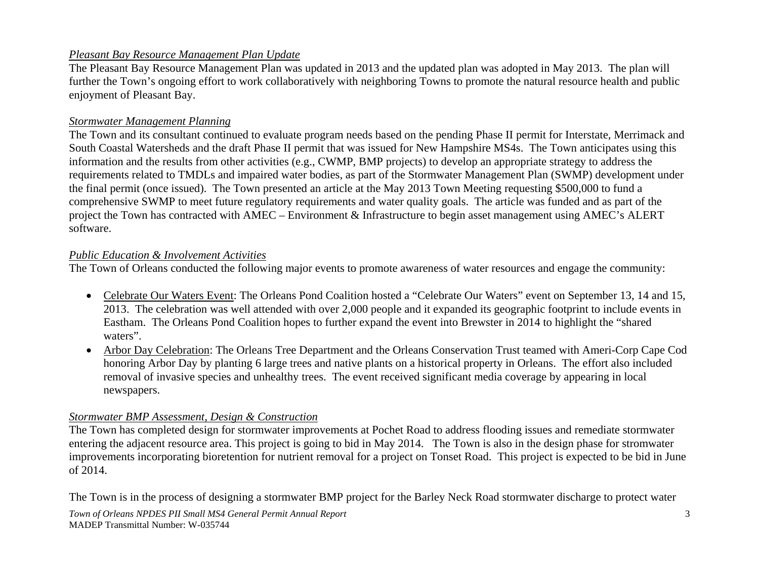*Pleasant Bay Resource Management Plan Update*

The Pleasant Bay Resource Management Plan was updated in 2013 and the updated plan was adopted in May 2013. The plan will further the Town's ongoing effort to work collaboratively with neighboring Towns to promote the natural resource health and public enjoyment of Pleasant Bay.

*Stormwater Management Planning*

The Town and its consultant continued to evaluate program needs based on the pending Phase II permit for Interstate, Merrimack and South Coastal Watersheds and the draft Phase II permit that was issued for New Hampshire MS4s. The Town anticipates using this information and the results from other activities (e.g., CWMP, BMP projects) to develop an appropriate strategy to address the requirements related to TMDLs and impaired water bodies, as part of the Stormwater Management Plan (SWMP) development under the final permit (once issued). The Town presented an article at the May 2013 Town Meeting requesting $500,000 to fund a comprehensive SWMP to meet future regulatory requirements and water quality goals. The article was funded and as part of the project the Town has contracted with AMEC – Environment & Infrastructure to begin asset management using AMEC's ALERT software.

*Public Education & Involvement Activities*

The Town of Orleans conducted the following major events to promote awareness of water resources and engage the community:

- Celebrate Our Waters Event: The Orleans Pond Coalition hosted a "Celebrate Our Waters" event on September 13, 14 and 15, 2013. The celebration was well attended with over 2,000 people and it expanded its geographic footprint to include events in Eastham. The Orleans Pond Coalition hopes to further expand the event into Brewster in 2014 to highlight the "shared waters".
- Arbor Day Celebration: The Orleans Tree Department and the Orleans Conservation Trust teamed with Ameri-Corp Cape Cod honoring Arbor Day by planting 6 large trees and native plants on a historical property in Orleans. The effort also included removal of invasive species and unhealthy trees. The event received significant media coverage by appearing in local newspapers.

*Stormwater BMP Assessment, Design & Construction*

The Town has completed design for stormwater improvements at Pochet Road to address flooding issues and remediate stormwater entering the adjacent resource area. This project is going to bid in May 2014. The Town is also in the design phase for stromwater improvements incorporating bioretention for nutrient removal for a project on Tonset Road. This project is expected to be bid in June of 2014.

The Town is in the process of designing a stormwater BMP project for the Barley Neck Road stormwater discharge to protect water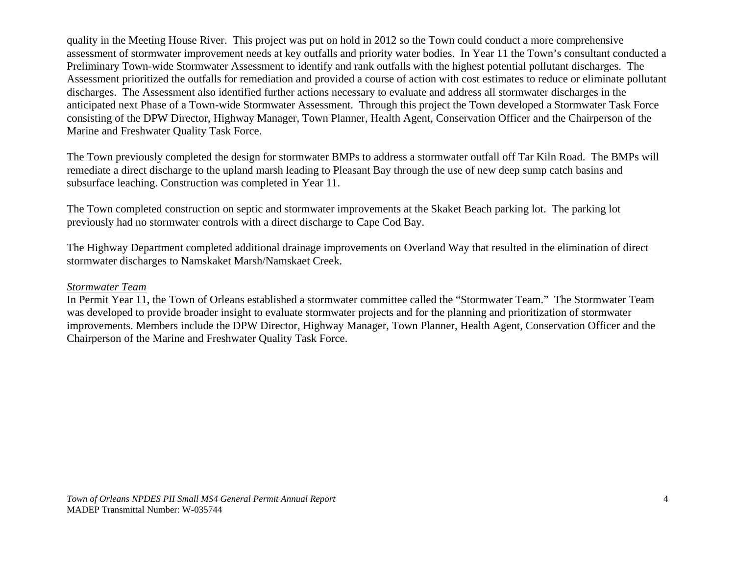quality in the Meeting House River. This project was put on hold in 2012 so the Town could conduct a more comprehensive assessment of stormwater improvement needs at key outfalls and priority water bodies. In Year 11 the Town's consultant conducted a Preliminary Town-wide Stormwater Assessment to identify and rank outfalls with the highest potential pollutant discharges. The Assessment prioritized the outfalls for remediation and provided a course of action with cost estimates to reduce or eliminate pollutant discharges. The Assessment also identified further actions necessary to evaluate and address all stormwater discharges in the anticipated next Phase of a Town-wide Stormwater Assessment. Through this project the Town developed a Stormwater Task Force consisting of the DPW Director, Highway Manager, Town Planner, Health Agent, Conservation Officer and the Chairperson of the Marine and Freshwater Quality Task Force.

The Town previously completed the design for stormwater BMPs to address a stormwater outfall off Tar Kiln Road. The BMPs will remediate a direct discharge to the upland marsh leading to Pleasant Bay through the use of new deep sump catch basins and subsurface leaching. Construction was completed in Year 11.

The Town completed construction on septic and stormwater improvements at the Skaket Beach parking lot. The parking lot previously had no stormwater controls with a direct discharge to Cape Cod Bay.

The Highway Department completed additional drainage improvements on Overland Way that resulted in the elimination of direct stormwater discharges to Namskaket Marsh/Namskaet Creek.

*Stormwater Team*

In Permit Year 11, the Town of Orleans established a stormwater committee called the "Stormwater Team." The Stormwater Team was developed to provide broader insight to evaluate stormwater projects and for the planning and prioritization of stormwater improvements. Members include the DPW Director, Highway Manager, Town Planner, Health Agent, Conservation Officer and the Chairperson of the Marine and Freshwater Quality Task Force.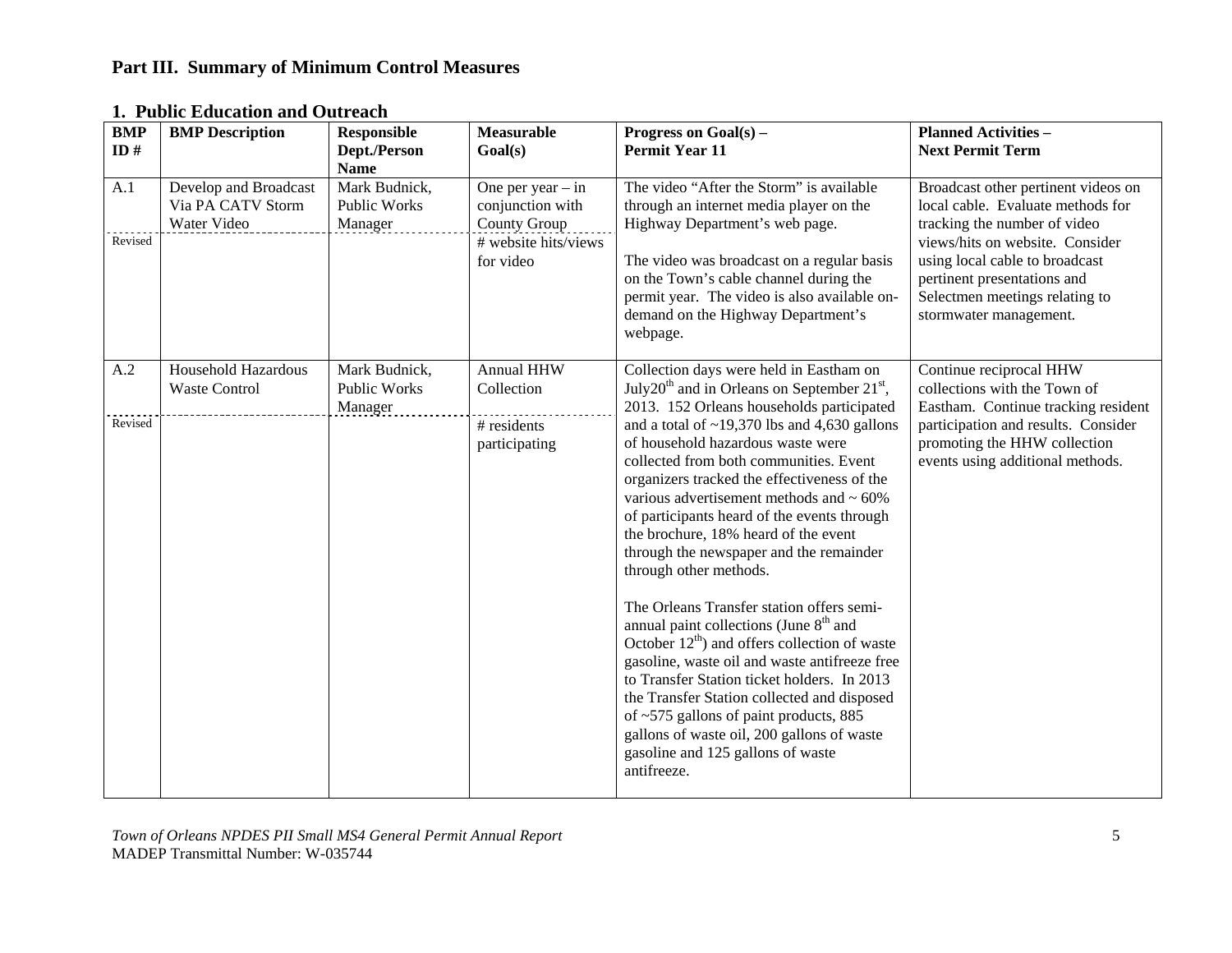## Part III. Summary of Minimum Control Measures

### 1. Public Education and Outreach

| BMP ID # | BMP Description | Responsible Dept./Person Name | Measurable Goal(s) | Progress on Goal(s) – Permit Year 11 | Planned Activities – Next Permit Term |
|---|---|---|---|---|---|
| A.1<br>Revised | Develop and Broadcast Via PA CATV Storm Water Video | Mark Budnick, Public Works Manager | One per year – in conjunction with County Group<br># website hits/views for video | The video "After the Storm" is available through an internet media player on the Highway Department's web page.<br><br>The video was broadcast on a regular basis on the Town's cable channel during the permit year. The video is also available on-demand on the Highway Department's webpage. | Broadcast other pertinent videos on local cable. Evaluate methods for tracking the number of video views/hits on website. Consider using local cable to broadcast pertinent presentations and Selectmen meetings relating to stormwater management. |
| A.2<br>Revised | Household Hazardous Waste Control | Mark Budnick, Public Works Manager | Annual HHW Collection<br># residents participating | Collection days were held in Eastham on July20th and in Orleans on September 21st, 2013. 152 Orleans households participated and a total of ~19,370 lbs and 4,630 gallons of household hazardous waste were collected from both communities. Event organizers tracked the effectiveness of the various advertisement methods and ~ 60% of participants heard of the events through the brochure, 18% heard of the event through the newspaper and the remainder through other methods.<br><br>The Orleans Transfer station offers semi-annual paint collections (June 8th and October 12th) and offers collection of waste gasoline, waste oil and waste antifreeze free to Transfer Station ticket holders. In 2013 the Transfer Station collected and disposed of ~575 gallons of paint products, 885 gallons of waste oil, 200 gallons of waste gasoline and 125 gallons of waste antifreeze. | Continue reciprocal HHW collections with the Town of Eastham. Continue tracking resident participation and results. Consider promoting the HHW collection events using additional methods. |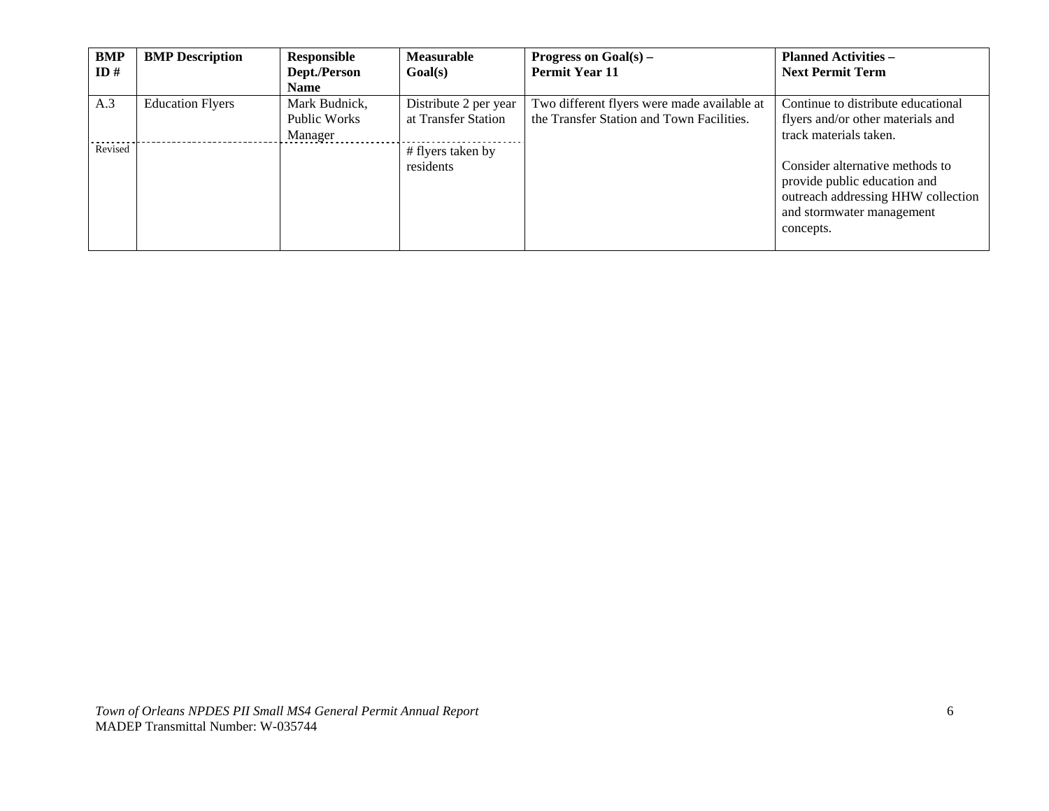| BMP ID # | BMP Description | Responsible Dept./Person Name | Measurable Goal(s) | Progress on Goal(s) – Permit Year 11 | Planned Activities – Next Permit Term |
|---|---|---|---|---|---|
| A.3 | Education Flyers | Mark Budnick, Public Works Manager | Distribute 2 per year at Transfer Station | Two different flyers were made available at the Transfer Station and Town Facilities. | Continue to distribute educational flyers and/or other materials and track materials taken.<br><br>Consider alternative methods to provide public education and outreach addressing HHW collection and stormwater management concepts. |
| Revised | | | # flyers taken by residents | | |

*Town of Orleans NPDES PII Small MS4 General Permit Annual Report*
MADEP Transmittal Number: W-035744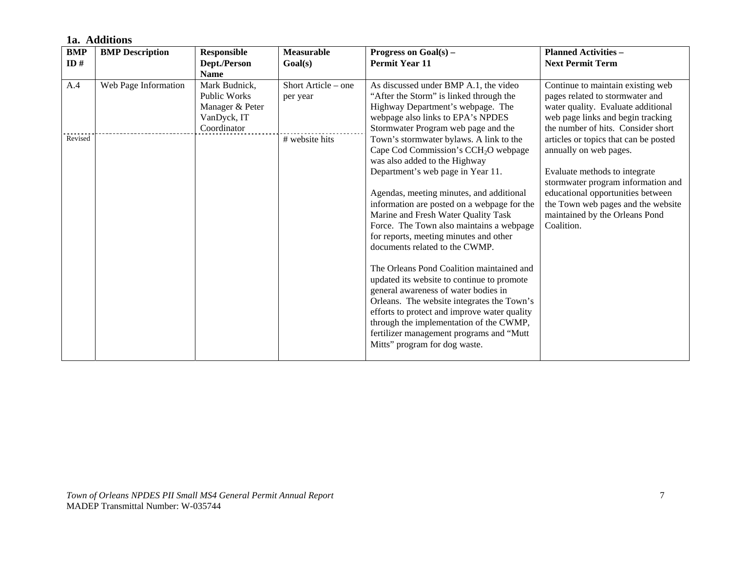### 1a. Additions

| BMP ID # | BMP Description | Responsible Dept./Person Name | Measurable Goal(s) | Progress on Goal(s) – Permit Year 11 | Planned Activities – Next Permit Term |
|---|---|---|---|---|---|
| A.4 | Web Page Information | Mark Budnick, Public Works Manager & Peter VanDyck, IT Coordinator | Short Article – one per year | As discussed under BMP A.1, the video "After the Storm" is linked through the Highway Department's webpage. The webpage also links to EPA's NPDES Stormwater Program web page and the Town's stormwater bylaws. A link to the Cape Cod Commission's $CCH_2O$ webpage was also added to the Highway Department's web page in Year 11.<br><br>Agendas, meeting minutes, and additional information are posted on a webpage for the Marine and Fresh Water Quality Task Force. The Town also maintains a webpage for reports, meeting minutes and other documents related to the CWMP.<br><br>The Orleans Pond Coalition maintained and updated its website to continue to promote general awareness of water bodies in Orleans. The website integrates the Town's efforts to protect and improve water quality through the implementation of the CWMP, fertilizer management programs and "Mutt Mitts" program for dog waste. | Continue to maintain existing web pages related to stormwater and water quality. Evaluate additional web page links and begin tracking the number of hits. Consider short articles or topics that can be posted annually on web pages.<br><br>Evaluate methods to integrate stormwater program information and educational opportunities between the Town web pages and the website maintained by the Orleans Pond Coalition. |
| Revised | | | # website hits | | |

*Town of Orleans NPDES PII Small MS4 General Permit Annual Report*
MADEP Transmittal Number: W-035744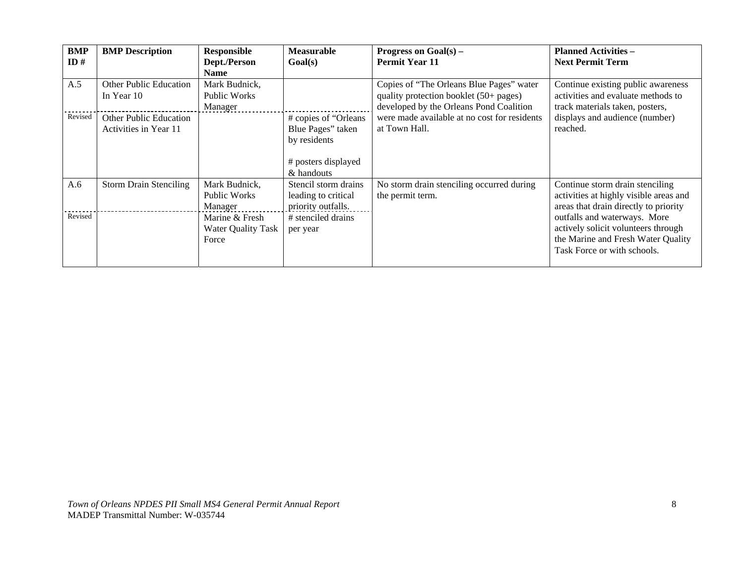| BMP ID # | BMP Description | Responsible Dept./Person Name | Measurable Goal(s) | Progress on Goal(s) – Permit Year 11 | Planned Activities – Next Permit Term |
|---|---|---|---|---|---|
| A.5 | Other Public Education In Year 10 | Mark Budnick, Public Works Manager | | Copies of "The Orleans Blue Pages" water quality protection booklet (50+ pages) developed by the Orleans Pond Coalition were made available at no cost for residents at Town Hall. | Continue existing public awareness activities and evaluate methods to track materials taken, posters, displays and audience (number) reached. |
| Revised | Other Public Education Activities in Year 11 | | # copies of "Orleans Blue Pages" taken by residents<br><br># posters displayed & handouts | | |
| A.6 | Storm Drain Stenciling | Mark Budnick, Public Works Manager | Stencil storm drains leading to critical priority outfalls. | No storm drain stenciling occurred during the permit term. | Continue storm drain stenciling activities at highly visible areas and areas that drain directly to priority outfalls and waterways. More actively solicit volunteers through the Marine and Fresh Water Quality Task Force or with schools. |
| Revised | | Marine & Fresh Water Quality Task Force | # stenciled drains per year | | |

*Town of Orleans NPDES PII Small MS4 General Permit Annual Report*
MADEP Transmittal Number: W-035744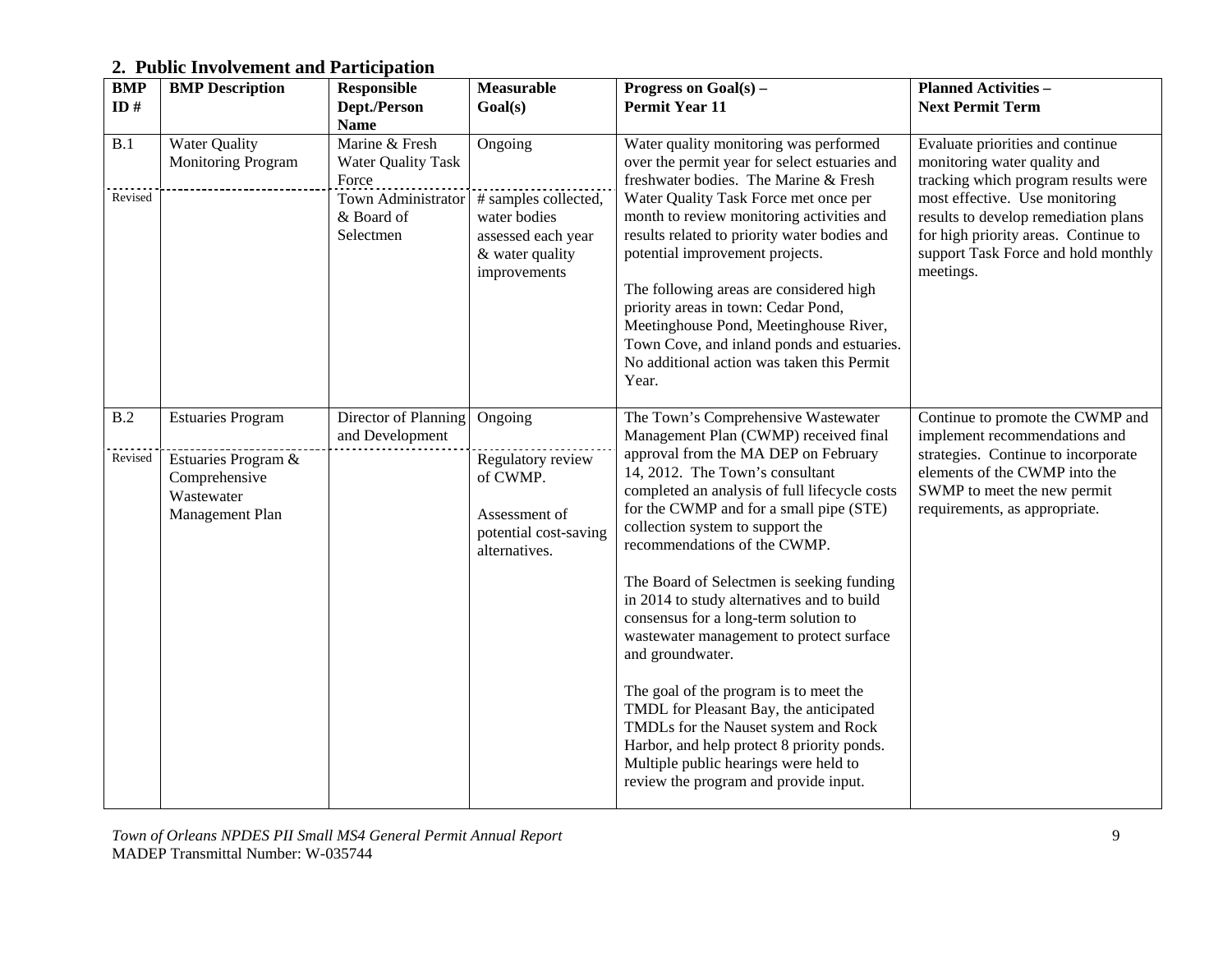## 2. Public Involvement and Participation

| BMP ID # | BMP Description | Responsible Dept./Person Name | Measurable Goal(s) | Progress on Goal(s) – Permit Year 11 | Planned Activities – Next Permit Term |
|---|---|---|---|---|---|
| B.1 | Water Quality Monitoring Program | Marine & Fresh Water Quality Task Force | Ongoing | Water quality monitoring was performed over the permit year for select estuaries and freshwater bodies. The Marine & Fresh Water Quality Task Force met once per month to review monitoring activities and results related to priority water bodies and potential improvement projects.<br><br>The following areas are considered high priority areas in town: Cedar Pond, Meetinghouse Pond, Meetinghouse River, Town Cove, and inland ponds and estuaries. No additional action was taken this Permit Year. | Evaluate priorities and continue monitoring water quality and tracking which program results were most effective. Use monitoring results to develop remediation plans for high priority areas. Continue to support Task Force and hold monthly meetings. |
| Revised | | Town Administrator & Board of Selectmen | # samples collected, water bodies assessed each year & water quality improvements | | |
| B.2 | Estuaries Program | Director of Planning and Development | Ongoing | The Town's Comprehensive Wastewater Management Plan (CWMP) received final approval from the MA DEP on February 14, 2012. The Town's consultant completed an analysis of full lifecycle costs for the CWMP and for a small pipe (STE) collection system to support the recommendations of the CWMP.<br><br>The Board of Selectmen is seeking funding in 2014 to study alternatives and to build consensus for a long-term solution to wastewater management to protect surface and groundwater.<br><br>The goal of the program is to meet the TMDL for Pleasant Bay, the anticipated TMDLs for the Nauset system and Rock Harbor, and help protect 8 priority ponds. Multiple public hearings were held to review the program and provide input. | Continue to promote the CWMP and implement recommendations and strategies. Continue to incorporate elements of the CWMP into the SWMP to meet the new permit requirements, as appropriate. |
| Revised | Estuaries Program & Comprehensive Wastewater Management Plan | | Regulatory review of CWMP.<br><br>Assessment of potential cost-saving alternatives. | | |

*Town of Orleans NPDES PII Small MS4 General Permit Annual Report*
MADEP Transmittal Number: W-035744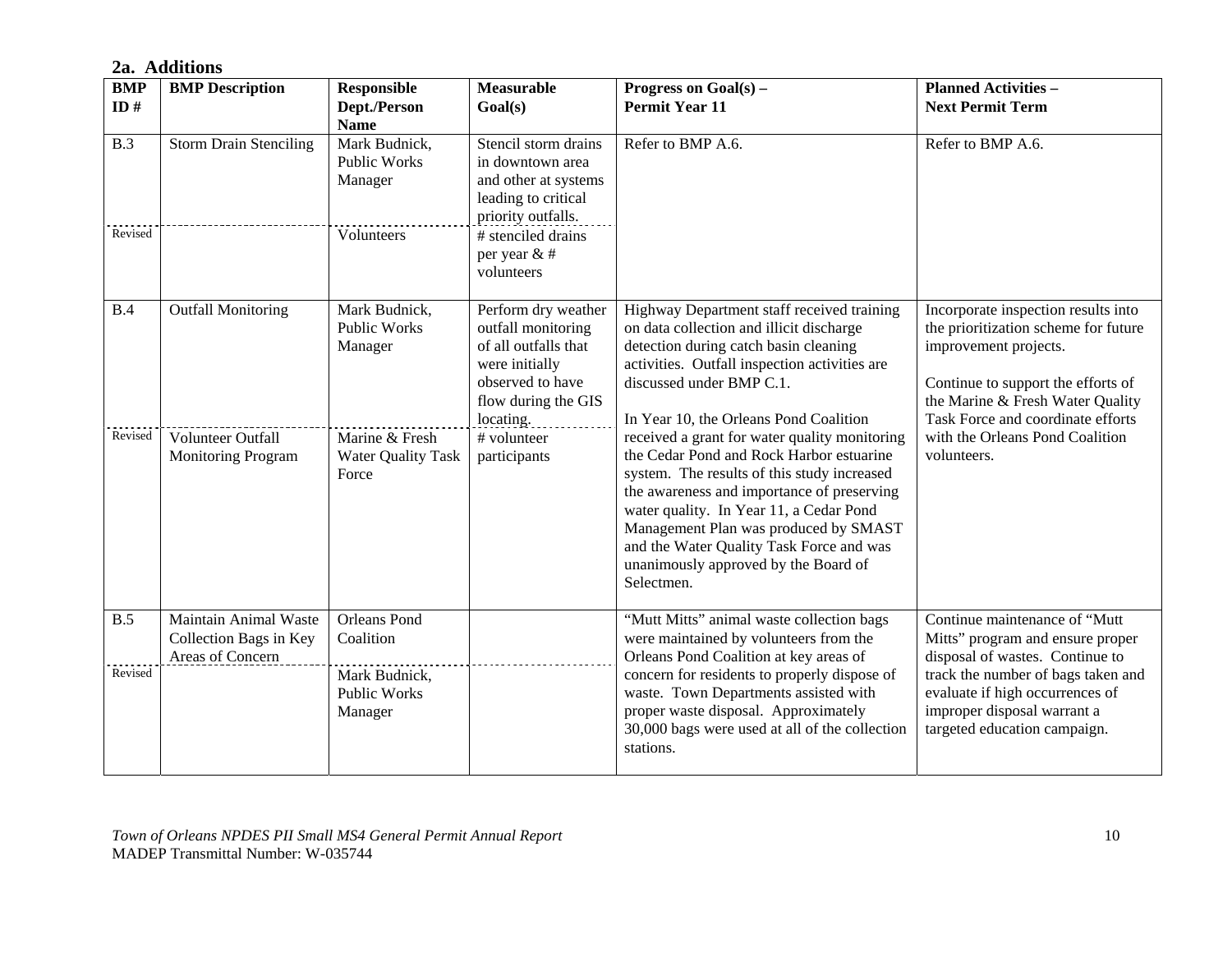## 2a. Additions

| BMP ID # | BMP Description | Responsible Dept./Person Name | Measurable Goal(s) | Progress on Goal(s) – Permit Year 11 | Planned Activities – Next Permit Term |
|---|---|---|---|---|---|
| B.3 | Storm Drain Stenciling | Mark Budnick, Public Works Manager | Stencil storm drains in downtown area and other at systems leading to critical priority outfalls. | Refer to BMP A.6. | Refer to BMP A.6. |
| Revised | | Volunteers | # stenciled drains per year & # volunteers | | |
| B.4 | Outfall Monitoring | Mark Budnick, Public Works Manager | Perform dry weather outfall monitoring of all outfalls that were initially observed to have flow during the GIS locating. | Highway Department staff received training on data collection and illicit discharge detection during catch basin cleaning activities. Outfall inspection activities are discussed under BMP C.1.<br><br>In Year 10, the Orleans Pond Coalition received a grant for water quality monitoring the Cedar Pond and Rock Harbor estuarine system. The results of this study increased the awareness and importance of preserving water quality. In Year 11, a Cedar Pond Management Plan was produced by SMAST and the Water Quality Task Force and was unanimously approved by the Board of Selectmen. | Incorporate inspection results into the prioritization scheme for future improvement projects.<br><br>Continue to support the efforts of the Marine & Fresh Water Quality Task Force and coordinate efforts with the Orleans Pond Coalition volunteers. |
| Revised | Volunteer Outfall Monitoring Program | Marine & Fresh Water Quality Task Force | # volunteer participants | | |
| B.5 | Maintain Animal Waste Collection Bags in Key Areas of Concern | Orleans Pond Coalition | | "Mutt Mitts" animal waste collection bags were maintained by volunteers from the Orleans Pond Coalition at key areas of concern for residents to properly dispose of waste. Town Departments assisted with proper waste disposal. Approximately 30,000 bags were used at all of the collection stations. | Continue maintenance of "Mutt Mitts" program and ensure proper disposal of wastes. Continue to track the number of bags taken and evaluate if high occurrences of improper disposal warrant a targeted education campaign. |
| Revised | | Mark Budnick, Public Works Manager | | | |

*Town of Orleans NPDES PII Small MS4 General Permit Annual Report*
MADEP Transmittal Number: W-035744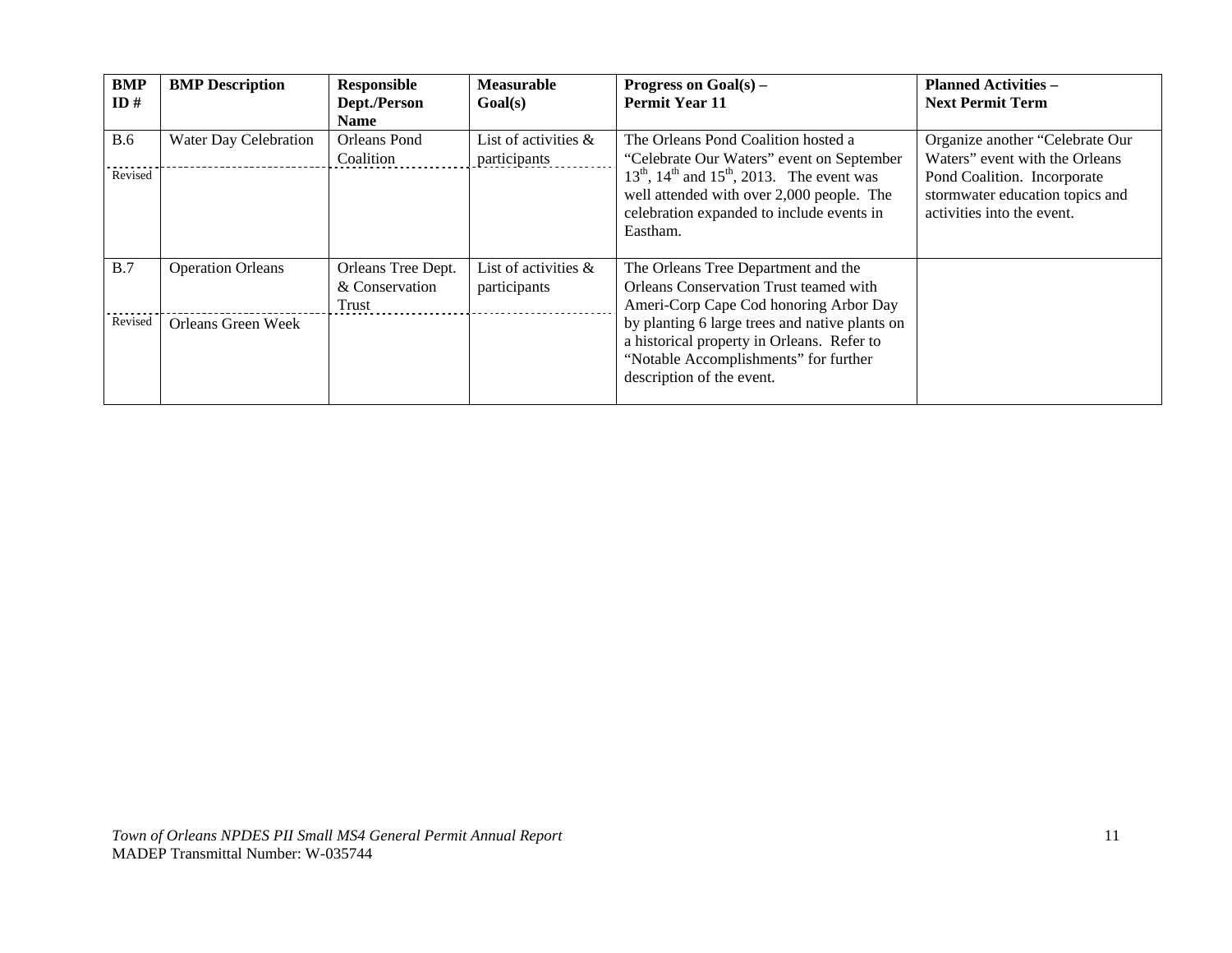| BMP ID # | BMP Description | Responsible Dept./Person Name | Measurable Goal(s) | Progress on Goal(s) – Permit Year 11 | Planned Activities – Next Permit Term |
|---|---|---|---|---|---|
| B.6 | Water Day Celebration | Orleans Pond Coalition | List of activities & participants | The Orleans Pond Coalition hosted a "Celebrate Our Waters" event on September 13th, 14th and 15th, 2013. The event was well attended with over 2,000 people. The celebration expanded to include events in Eastham. | Organize another "Celebrate Our Waters" event with the Orleans Pond Coalition. Incorporate stormwater education topics and activities into the event. |
| Revised | | | | | |
| B.7 | Operation Orleans | Orleans Tree Dept. & Conservation Trust | List of activities & participants | The Orleans Tree Department and the Orleans Conservation Trust teamed with Ameri-Corp Cape Cod honoring Arbor Day by planting 6 large trees and native plants on a historical property in Orleans. Refer to "Notable Accomplishments" for further description of the event. | |
| Revised | Orleans Green Week | | | | |

*Town of Orleans NPDES PII Small MS4 General Permit Annual Report*
MADEP Transmittal Number: W-035744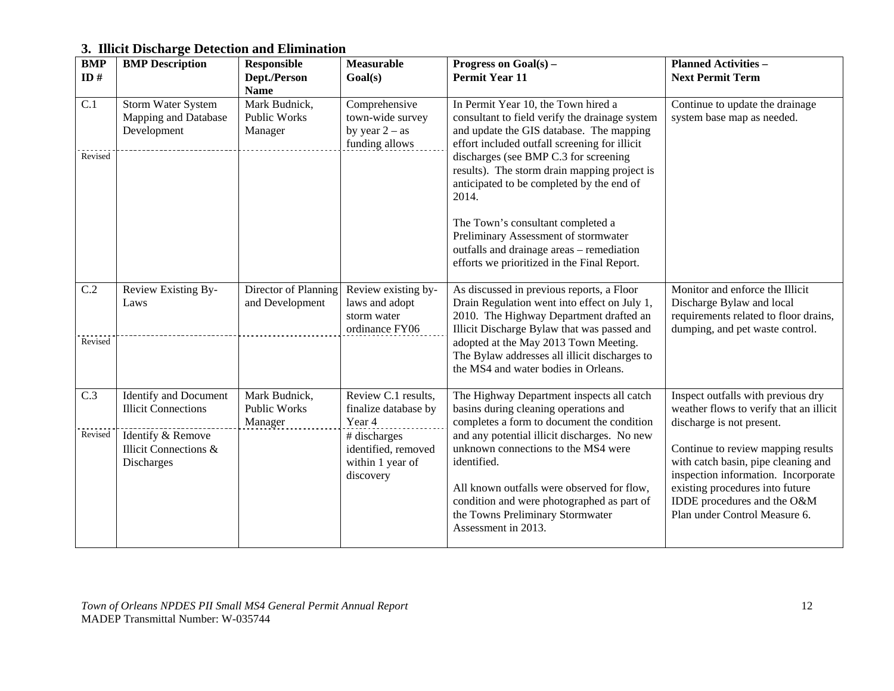## 3. Illicit Discharge Detection and Elimination

| BMP ID # | BMP Description | Responsible Dept./Person Name | Measurable Goal(s) | Progress on Goal(s) – Permit Year 11 | Planned Activities – Next Permit Term |
|---|---|---|---|---|---|
| C.1 | Storm Water System Mapping and Database Development | Mark Budnick, Public Works Manager | Comprehensive town-wide survey by year 2 – as funding allows | In Permit Year 10, the Town hired a consultant to field verify the drainage system and update the GIS database. The mapping effort included outfall screening for illicit discharges (see BMP C.3 for screening results). The storm drain mapping project is anticipated to be completed by the end of 2014.<br><br>The Town's consultant completed a Preliminary Assessment of stormwater outfalls and drainage areas – remediation efforts we prioritized in the Final Report. | Continue to update the drainage system base map as needed. |
| Revised | | | | | |
| C.2 | Review Existing By-Laws | Director of Planning and Development | Review existing by-laws and adopt storm water ordinance FY06 | As discussed in previous reports, a Floor Drain Regulation went into effect on July 1, 2010. The Highway Department drafted an Illicit Discharge Bylaw that was passed and adopted at the May 2013 Town Meeting. The Bylaw addresses all illicit discharges to the MS4 and water bodies in Orleans. | Monitor and enforce the Illicit Discharge Bylaw and local requirements related to floor drains, dumping, and pet waste control. |
| Revised | | | | | |
| C.3 | Identify and Document Illicit Connections | Mark Budnick, Public Works Manager | Review C.1 results, finalize database by Year 4 | The Highway Department inspects all catch basins during cleaning operations and completes a form to document the condition and any potential illicit discharges. No new unknown connections to the MS4 were identified.<br><br>All known outfalls were observed for flow, condition and were photographed as part of the Towns Preliminary Stormwater Assessment in 2013. | Inspect outfalls with previous dry weather flows to verify that an illicit discharge is not present.<br><br>Continue to review mapping results with catch basin, pipe cleaning and inspection information. Incorporate existing procedures into future IDDE procedures and the O&M Plan under Control Measure 6. |
| Revised | Identify & Remove Illicit Connections & Discharges | | # discharges identified, removed within 1 year of discovery | | |

*Town of Orleans NPDES PII Small MS4 General Permit Annual Report*
MADEP Transmittal Number: W-035744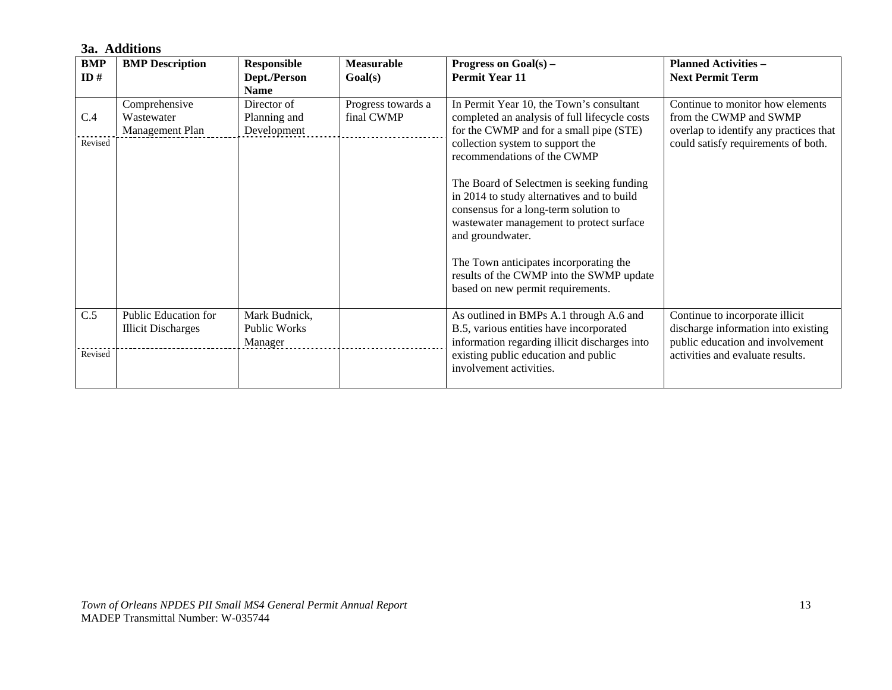### 3a. Additions

| BMP ID # | BMP Description | Responsible Dept./Person Name | Measurable Goal(s) | Progress on Goal(s) – Permit Year 11 | Planned Activities – Next Permit Term |
|---|---|---|---|---|---|
| C.4<br>Revised | Comprehensive Wastewater Management Plan | Director of Planning and Development | Progress towards a final CWMP | In Permit Year 10, the Town's consultant completed an analysis of full lifecycle costs for the CWMP and for a small pipe (STE) collection system to support the recommendations of the CWMP<br><br>The Board of Selectmen is seeking funding in 2014 to study alternatives and to build consensus for a long-term solution to wastewater management to protect surface and groundwater.<br><br>The Town anticipates incorporating the results of the CWMP into the SWMP update based on new permit requirements. | Continue to monitor how elements from the CWMP and SWMP overlap to identify any practices that could satisfy requirements of both. |
| C.5<br>Revised | Public Education for Illicit Discharges | Mark Budnick, Public Works Manager | | As outlined in BMPs A.1 through A.6 and B.5, various entities have incorporated information regarding illicit discharges into existing public education and public involvement activities. | Continue to incorporate illicit discharge information into existing public education and involvement activities and evaluate results. |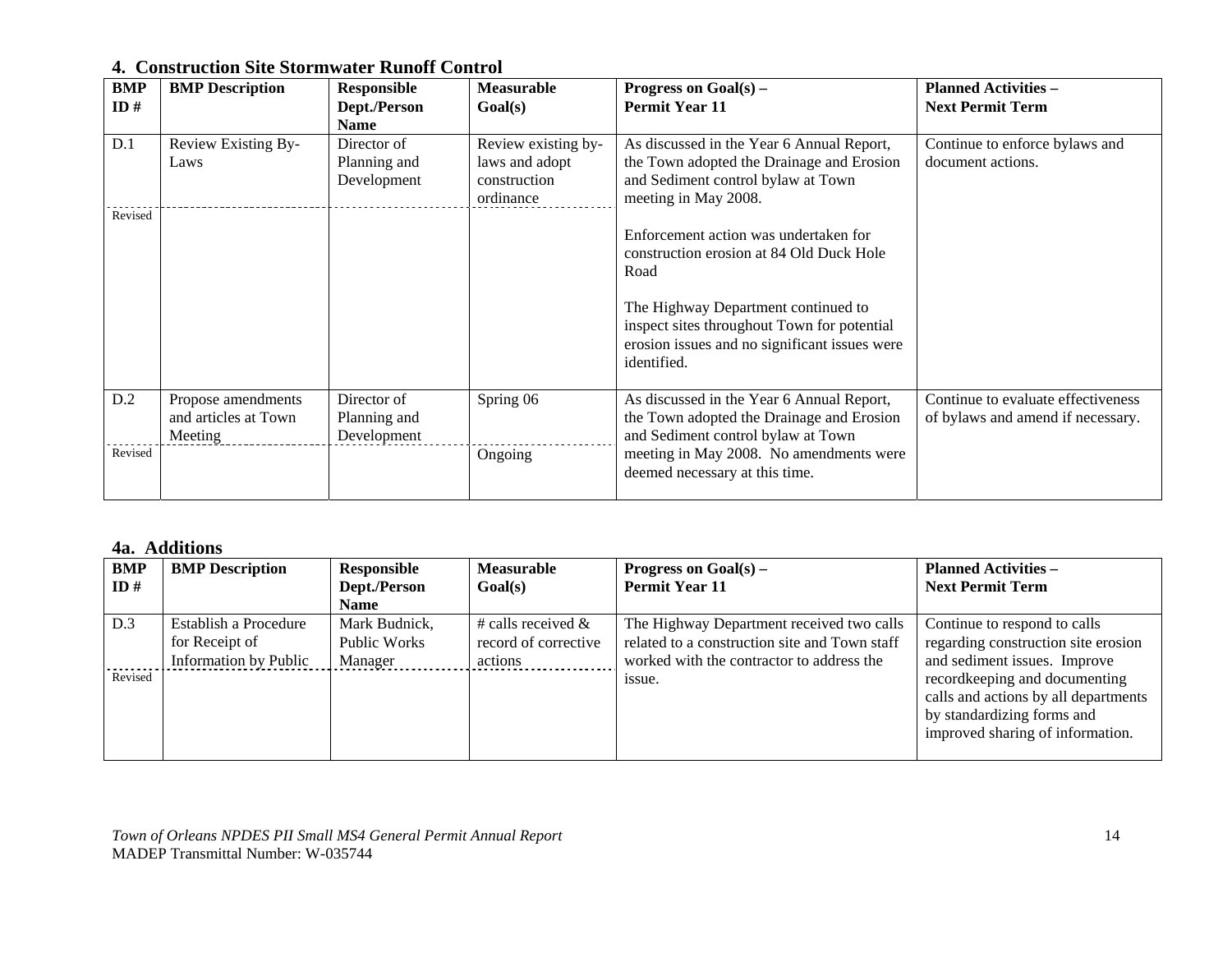### 4. Construction Site Stormwater Runoff Control

| BMP ID # | BMP Description | Responsible Dept./Person Name | Measurable Goal(s) | Progress on Goal(s) – Permit Year 11 | Planned Activities – Next Permit Term |
|---|---|---|---|---|---|
| D.1 | Review Existing By-Laws | Director of Planning and Development | Review existing by-laws and adopt construction ordinance | As discussed in the Year 6 Annual Report, the Town adopted the Drainage and Erosion and Sediment control bylaw at Town meeting in May 2008.<br><br>Enforcement action was undertaken for construction erosion at 84 Old Duck Hole Road<br><br>The Highway Department continued to inspect sites throughout Town for potential erosion issues and no significant issues were identified. | Continue to enforce bylaws and document actions. |
| Revised | | | | | |
| D.2 | Propose amendments and articles at Town Meeting | Director of Planning and Development | Spring 06 | As discussed in the Year 6 Annual Report, the Town adopted the Drainage and Erosion and Sediment control bylaw at Town meeting in May 2008. No amendments were deemed necessary at this time. | Continue to evaluate effectiveness of bylaws and amend if necessary. |
| Revised | | | Ongoing | | |

### 4a. Additions

| BMP ID # | BMP Description | Responsible Dept./Person Name | Measurable Goal(s) | Progress on Goal(s) – Permit Year 11 | Planned Activities – Next Permit Term |
|---|---|---|---|---|---|
| D.3 | Establish a Procedure for Receipt of Information by Public | Mark Budnick, Public Works Manager | # calls received & record of corrective actions | The Highway Department received two calls related to a construction site and Town staff worked with the contractor to address the issue. | Continue to respond to calls regarding construction site erosion and sediment issues. Improve recordkeeping and documenting calls and actions by all departments by standardizing forms and improved sharing of information. |
| Revised | | | | | |

*Town of Orleans NPDES PII Small MS4 General Permit Annual Report*
MADEP Transmittal Number: W-035744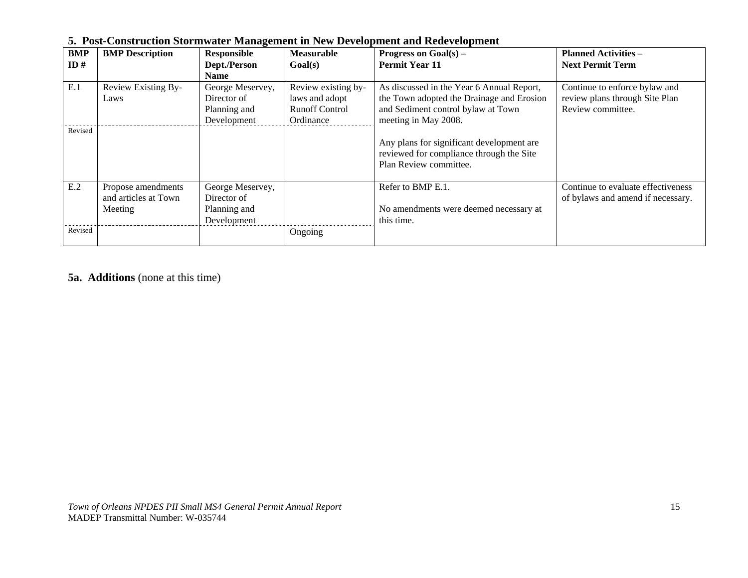## 5. Post-Construction Stormwater Management in New Development and Redevelopment

| BMP ID # | BMP Description | Responsible Dept./Person Name | Measurable Goal(s) | Progress on Goal(s) – Permit Year 11 | Planned Activities – Next Permit Term |
|---|---|---|---|---|---|
| E.1 | Review Existing By-Laws | George Meservey, Director of Planning and Development | Review existing by-laws and adopt Runoff Control Ordinance | As discussed in the Year 6 Annual Report, the Town adopted the Drainage and Erosion and Sediment control bylaw at Town meeting in May 2008. Any plans for significant development are reviewed for compliance through the Site Plan Review committee. | Continue to enforce bylaw and review plans through Site Plan Review committee. |
| Revised | | | | | |
| E.2 | Propose amendments and articles at Town Meeting | George Meservey, Director of Planning and Development | | Refer to BMP E.1. No amendments were deemed necessary at this time. | Continue to evaluate effectiveness of bylaws and amend if necessary. |
| Revised | | | Ongoing | | |

**5a. Additions** (none at this time)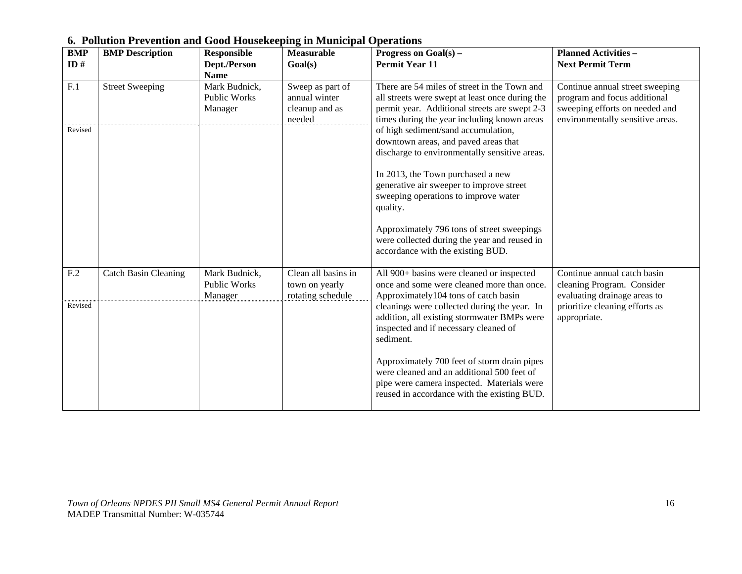## 6. Pollution Prevention and Good Housekeeping in Municipal Operations

| BMP ID # | BMP Description | Responsible Dept./Person Name | Measurable Goal(s) | Progress on Goal(s) – Permit Year 11 | Planned Activities – Next Permit Term |
|---|---|---|---|---|---|
| F.1<br><br>Revised | Street Sweeping | Mark Budnick, Public Works Manager | Sweep as part of annual winter cleanup and as needed | There are 54 miles of street in the Town and all streets were swept at least once during the permit year. Additional streets are swept 2-3 times during the year including known areas of high sediment/sand accumulation, downtown areas, and paved areas that discharge to environmentally sensitive areas.<br><br>In 2013, the Town purchased a new generative air sweeper to improve street sweeping operations to improve water quality.<br><br>Approximately 796 tons of street sweepings were collected during the year and reused in accordance with the existing BUD. | Continue annual street sweeping program and focus additional sweeping efforts on needed and environmentally sensitive areas. |
| F.2<br><br>Revised | Catch Basin Cleaning | Mark Budnick, Public Works Manager | Clean all basins in town on yearly rotating schedule | All 900+ basins were cleaned or inspected once and some were cleaned more than once. Approximately104 tons of catch basin cleanings were collected during the year. In addition, all existing stormwater BMPs were inspected and if necessary cleaned of sediment.<br><br>Approximately 700 feet of storm drain pipes were cleaned and an additional 500 feet of pipe were camera inspected. Materials were reused in accordance with the existing BUD. | Continue annual catch basin cleaning Program. Consider evaluating drainage areas to prioritize cleaning efforts as appropriate. |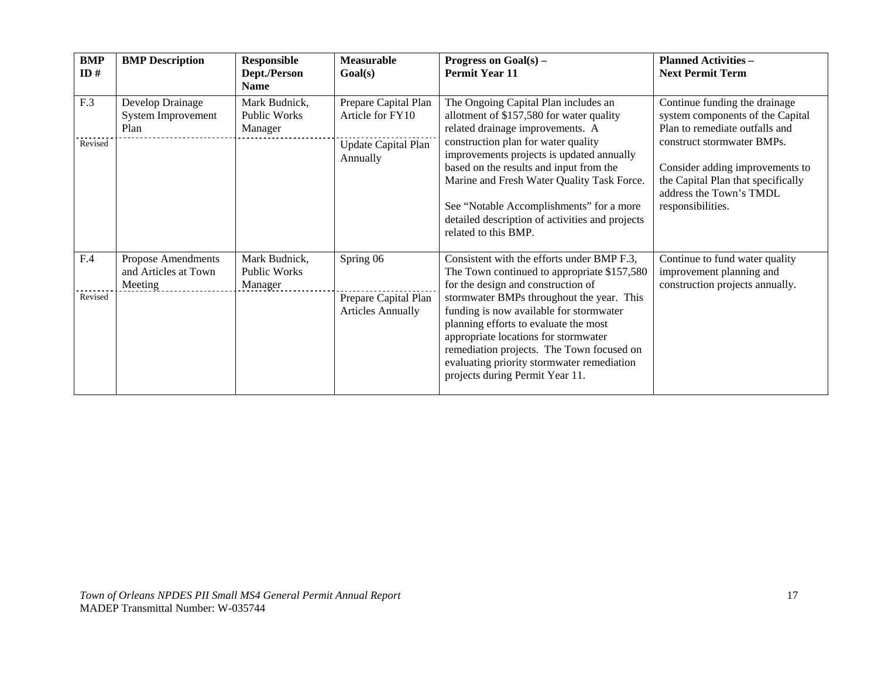| BMP ID # | BMP Description | Responsible Dept./Person Name | Measurable Goal(s) | Progress on Goal(s) – Permit Year 11 | Planned Activities – Next Permit Term |
|---|---|---|---|---|---|
| F.3 | Develop Drainage System Improvement Plan | Mark Budnick, Public Works Manager | Prepare Capital Plan Article for FY10 | The Ongoing Capital Plan includes an allotment of $157,580 for water quality related drainage improvements. A construction plan for water quality improvements projects is updated annually based on the results and input from the Marine and Fresh Water Quality Task Force.<br><br>See "Notable Accomplishments" for a more detailed description of activities and projects related to this BMP. | Continue funding the drainage system components of the Capital Plan to remediate outfalls and construct stormwater BMPs.<br><br>Consider adding improvements to the Capital Plan that specifically address the Town's TMDL responsibilities. |
| Revised | | | Update Capital Plan Annually | | |
| F.4 | Propose Amendments and Articles at Town Meeting | Mark Budnick, Public Works Manager | Spring 06 | Consistent with the efforts under BMP F.3, The Town continued to appropriate $157,580 for the design and construction of stormwater BMPs throughout the year. This funding is now available for stormwater planning efforts to evaluate the most appropriate locations for stormwater remediation projects. The Town focused on evaluating priority stormwater remediation projects during Permit Year 11. | Continue to fund water quality improvement planning and construction projects annually. |
| Revised | | | Prepare Capital Plan Articles Annually | | |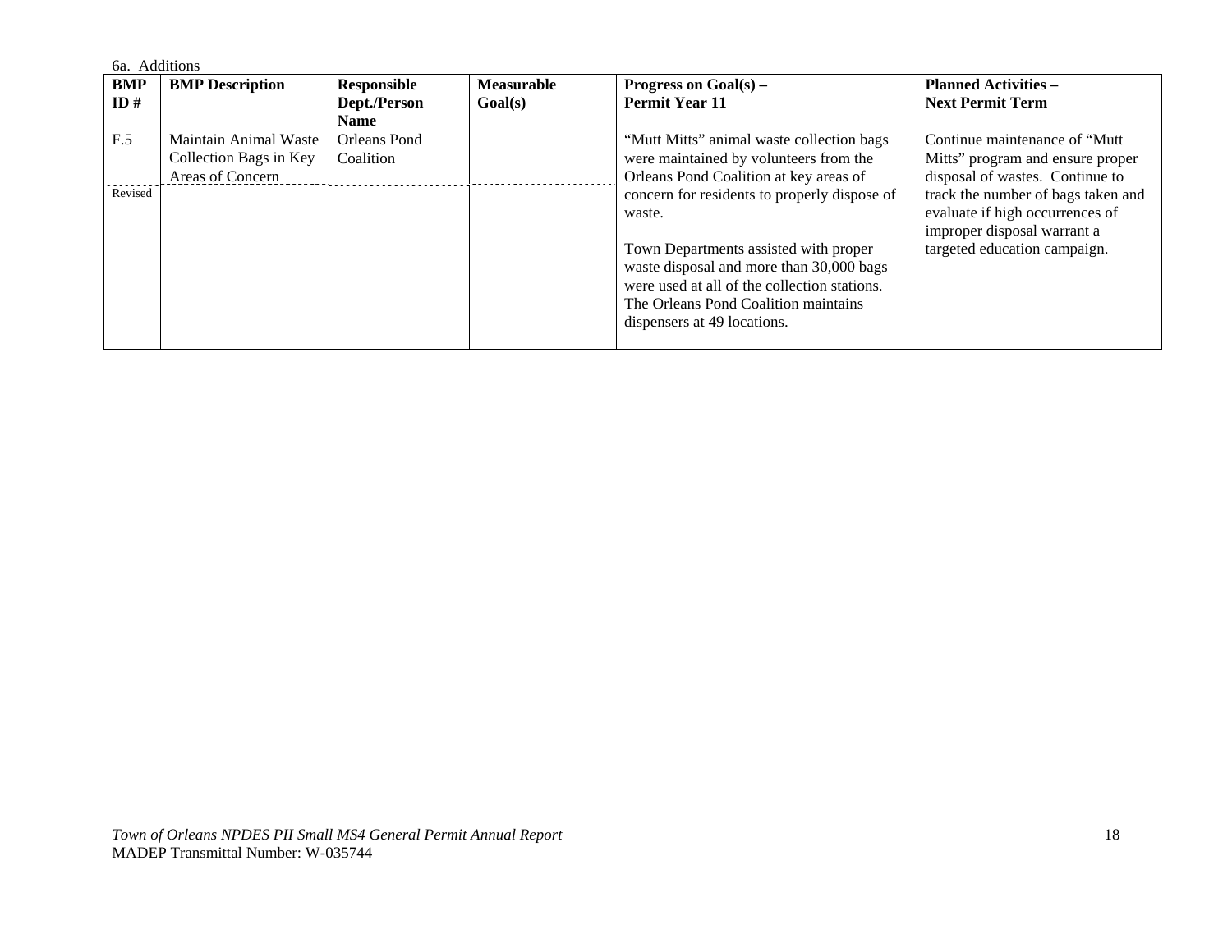6a. Additions

| BMP ID # | BMP Description | Responsible Dept./Person Name | Measurable Goal(s) | Progress on Goal(s) – Permit Year 11 | Planned Activities – Next Permit Term |
|---|---|---|---|---|---|
| F.5<br><br>Revised | Maintain Animal Waste Collection Bags in Key Areas of Concern | Orleans Pond Coalition | | "Mutt Mitts" animal waste collection bags were maintained by volunteers from the Orleans Pond Coalition at key areas of concern for residents to properly dispose of waste.<br><br>Town Departments assisted with proper waste disposal and more than 30,000 bags were used at all of the collection stations. The Orleans Pond Coalition maintains dispensers at 49 locations. | Continue maintenance of "Mutt Mitts" program and ensure proper disposal of wastes. Continue to track the number of bags taken and evaluate if high occurrences of improper disposal warrant a targeted education campaign. |

*Town of Orleans NPDES PII Small MS4 General Permit Annual Report*
MADEP Transmittal Number: W-035744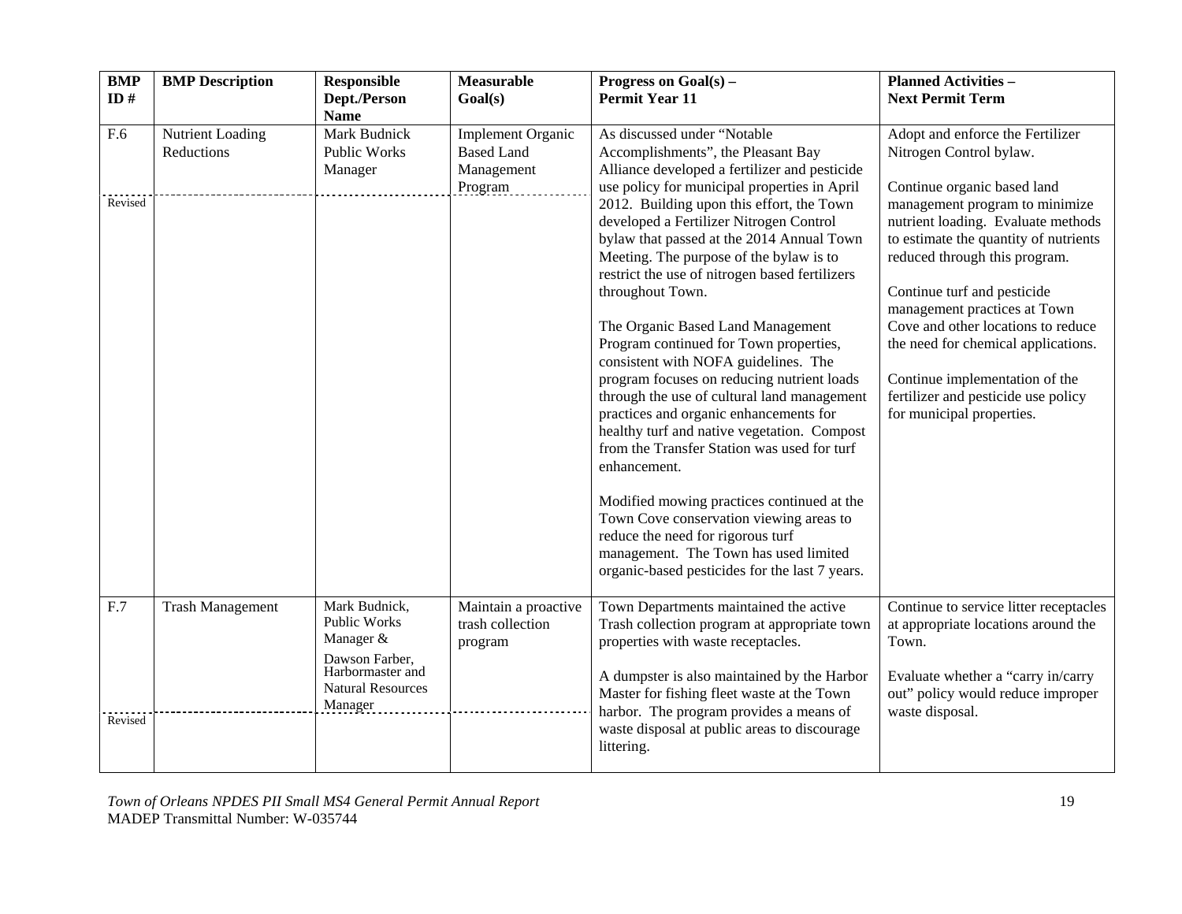| BMP ID # | BMP Description | Responsible Dept./Person Name | Measurable Goal(s) | Progress on Goal(s) – Permit Year 11 | Planned Activities – Next Permit Term |
|---|---|---|---|---|---|
| F.6<br><br>Revised | Nutrient Loading Reductions | Mark Budnick Public Works Manager | Implement Organic Based Land Management Program | As discussed under "Notable Accomplishments", the Pleasant Bay Alliance developed a fertilizer and pesticide use policy for municipal properties in April 2012. Building upon this effort, the Town developed a Fertilizer Nitrogen Control bylaw that passed at the 2014 Annual Town Meeting. The purpose of the bylaw is to restrict the use of nitrogen based fertilizers throughout Town.<br><br>The Organic Based Land Management Program continued for Town properties, consistent with NOFA guidelines. The program focuses on reducing nutrient loads through the use of cultural land management practices and organic enhancements for healthy turf and native vegetation. Compost from the Transfer Station was used for turf enhancement.<br><br>Modified mowing practices continued at the Town Cove conservation viewing areas to reduce the need for rigorous turf management. The Town has used limited organic-based pesticides for the last 7 years. | Adopt and enforce the Fertilizer Nitrogen Control bylaw.<br><br>Continue organic based land management program to minimize nutrient loading. Evaluate methods to estimate the quantity of nutrients reduced through this program.<br><br>Continue turf and pesticide management practices at Town Cove and other locations to reduce the need for chemical applications.<br><br>Continue implementation of the fertilizer and pesticide use policy for municipal properties. |
| F.7<br><br>Revised | Trash Management | Mark Budnick, Public Works Manager &<br>Dawson Farber, Harbormaster and Natural Resources Manager | Maintain a proactive trash collection program | Town Departments maintained the active Trash collection program at appropriate town properties with waste receptacles.<br><br>A dumpster is also maintained by the Harbor Master for fishing fleet waste at the Town harbor. The program provides a means of waste disposal at public areas to discourage littering. | Continue to service litter receptacles at appropriate locations around the Town.<br><br>Evaluate whether a "carry in/carry out" policy would reduce improper waste disposal. |

*Town of Orleans NPDES PII Small MS4 General Permit Annual Report*
MADEP Transmittal Number: W-035744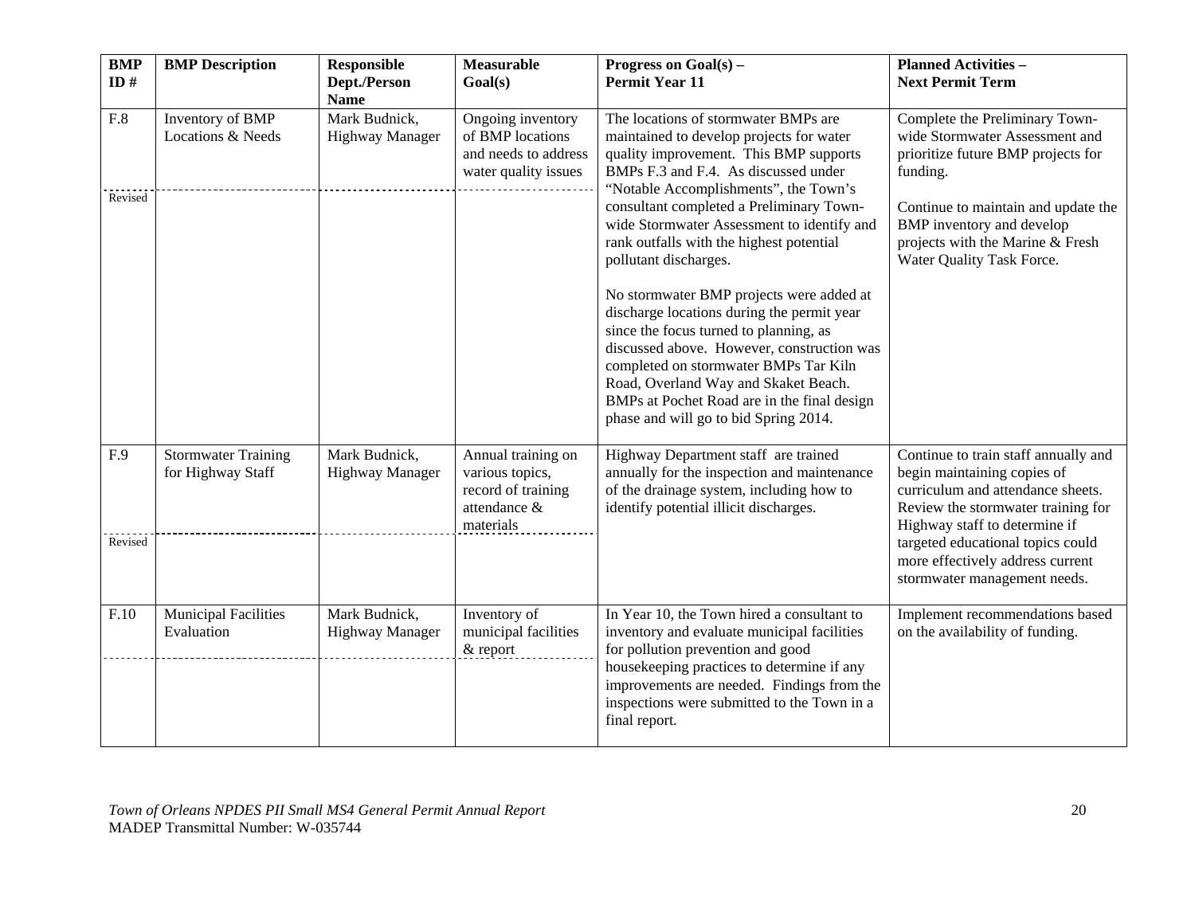| BMP ID # | BMP Description | Responsible Dept./Person Name | Measurable Goal(s) | Progress on Goal(s) – Permit Year 11 | Planned Activities – Next Permit Term |
|---|---|---|---|---|---|
| F.8<br><br>Revised | Inventory of BMP Locations & Needs | Mark Budnick, Highway Manager | Ongoing inventory of BMP locations and needs to address water quality issues | The locations of stormwater BMPs are maintained to develop projects for water quality improvement. This BMP supports BMPs F.3 and F.4. As discussed under "Notable Accomplishments", the Town's consultant completed a Preliminary Town-wide Stormwater Assessment to identify and rank outfalls with the highest potential pollutant discharges.<br><br>No stormwater BMP projects were added at discharge locations during the permit year since the focus turned to planning, as discussed above. However, construction was completed on stormwater BMPs Tar Kiln Road, Overland Way and Skaket Beach. BMPs at Pochet Road are in the final design phase and will go to bid Spring 2014. | Complete the Preliminary Town-wide Stormwater Assessment and prioritize future BMP projects for funding.<br><br>Continue to maintain and update the BMP inventory and develop projects with the Marine & Fresh Water Quality Task Force. |
| F.9<br><br>Revised | Stormwater Training for Highway Staff | Mark Budnick, Highway Manager | Annual training on various topics, record of training attendance & materials | Highway Department staff are trained annually for the inspection and maintenance of the drainage system, including how to identify potential illicit discharges. | Continue to train staff annually and begin maintaining copies of curriculum and attendance sheets. Review the stormwater training for Highway staff to determine if targeted educational topics could more effectively address current stormwater management needs. |
| F.10 | Municipal Facilities Evaluation | Mark Budnick, Highway Manager | Inventory of municipal facilities & report | In Year 10, the Town hired a consultant to inventory and evaluate municipal facilities for pollution prevention and good housekeeping practices to determine if any improvements are needed. Findings from the inspections were submitted to the Town in a final report. | Implement recommendations based on the availability of funding. |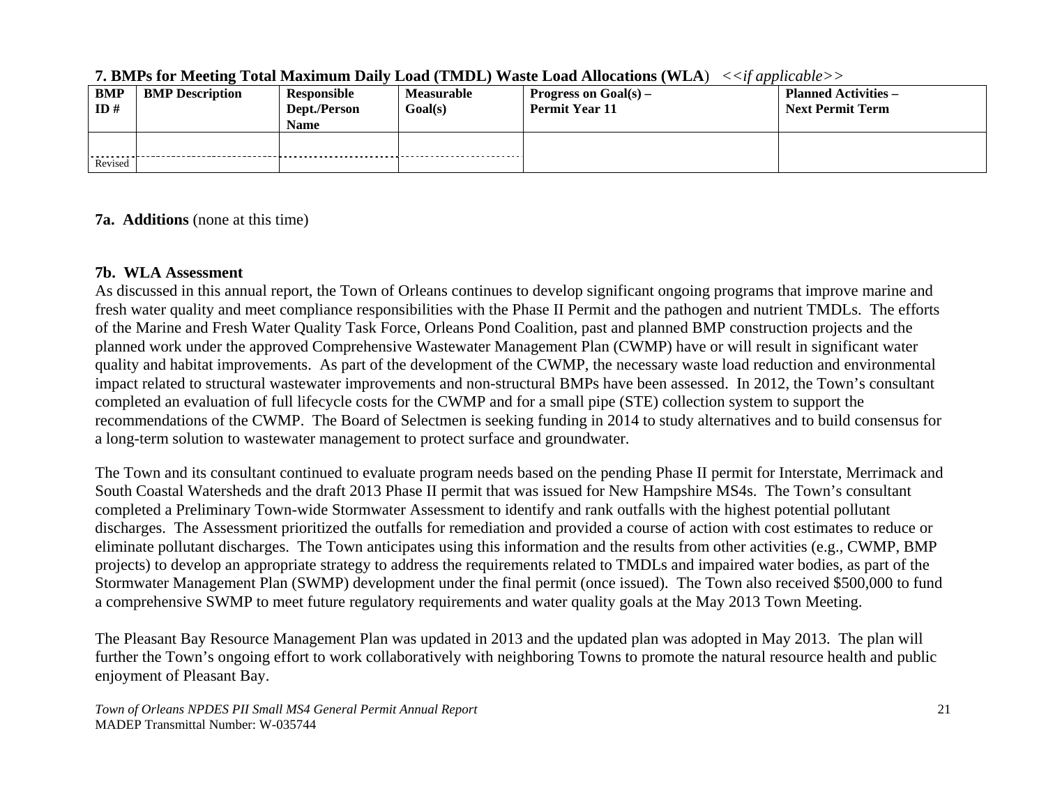### 7. BMPs for Meeting Total Maximum Daily Load (TMDL) Waste Load Allocations (WLA) *<<if applicable>>*

| BMP ID # | BMP Description | Responsible Dept./Person Name | Measurable Goal(s) | Progress on Goal(s) – Permit Year 11 | Planned Activities – Next Permit Term |
|---|---|---|---|---|---|
| | | | | | |
| Revised | | | | | |

**7a. Additions** (none at this time)

**7b. WLA Assessment**

As discussed in this annual report, the Town of Orleans continues to develop significant ongoing programs that improve marine and fresh water quality and meet compliance responsibilities with the Phase II Permit and the pathogen and nutrient TMDLs. The efforts of the Marine and Fresh Water Quality Task Force, Orleans Pond Coalition, past and planned BMP construction projects and the planned work under the approved Comprehensive Wastewater Management Plan (CWMP) have or will result in significant water quality and habitat improvements. As part of the development of the CWMP, the necessary waste load reduction and environmental impact related to structural wastewater improvements and non-structural BMPs have been assessed. In 2012, the Town's consultant completed an evaluation of full lifecycle costs for the CWMP and for a small pipe (STE) collection system to support the recommendations of the CWMP. The Board of Selectmen is seeking funding in 2014 to study alternatives and to build consensus for a long-term solution to wastewater management to protect surface and groundwater.

The Town and its consultant continued to evaluate program needs based on the pending Phase II permit for Interstate, Merrimack and South Coastal Watersheds and the draft 2013 Phase II permit that was issued for New Hampshire MS4s. The Town's consultant completed a Preliminary Town-wide Stormwater Assessment to identify and rank outfalls with the highest potential pollutant discharges. The Assessment prioritized the outfalls for remediation and provided a course of action with cost estimates to reduce or eliminate pollutant discharges. The Town anticipates using this information and the results from other activities (e.g., CWMP, BMP projects) to develop an appropriate strategy to address the requirements related to TMDLs and impaired water bodies, as part of the Stormwater Management Plan (SWMP) development under the final permit (once issued). The Town also received $500,000 to fund a comprehensive SWMP to meet future regulatory requirements and water quality goals at the May 2013 Town Meeting.

The Pleasant Bay Resource Management Plan was updated in 2013 and the updated plan was adopted in May 2013. The plan will further the Town's ongoing effort to work collaboratively with neighboring Towns to promote the natural resource health and public enjoyment of Pleasant Bay.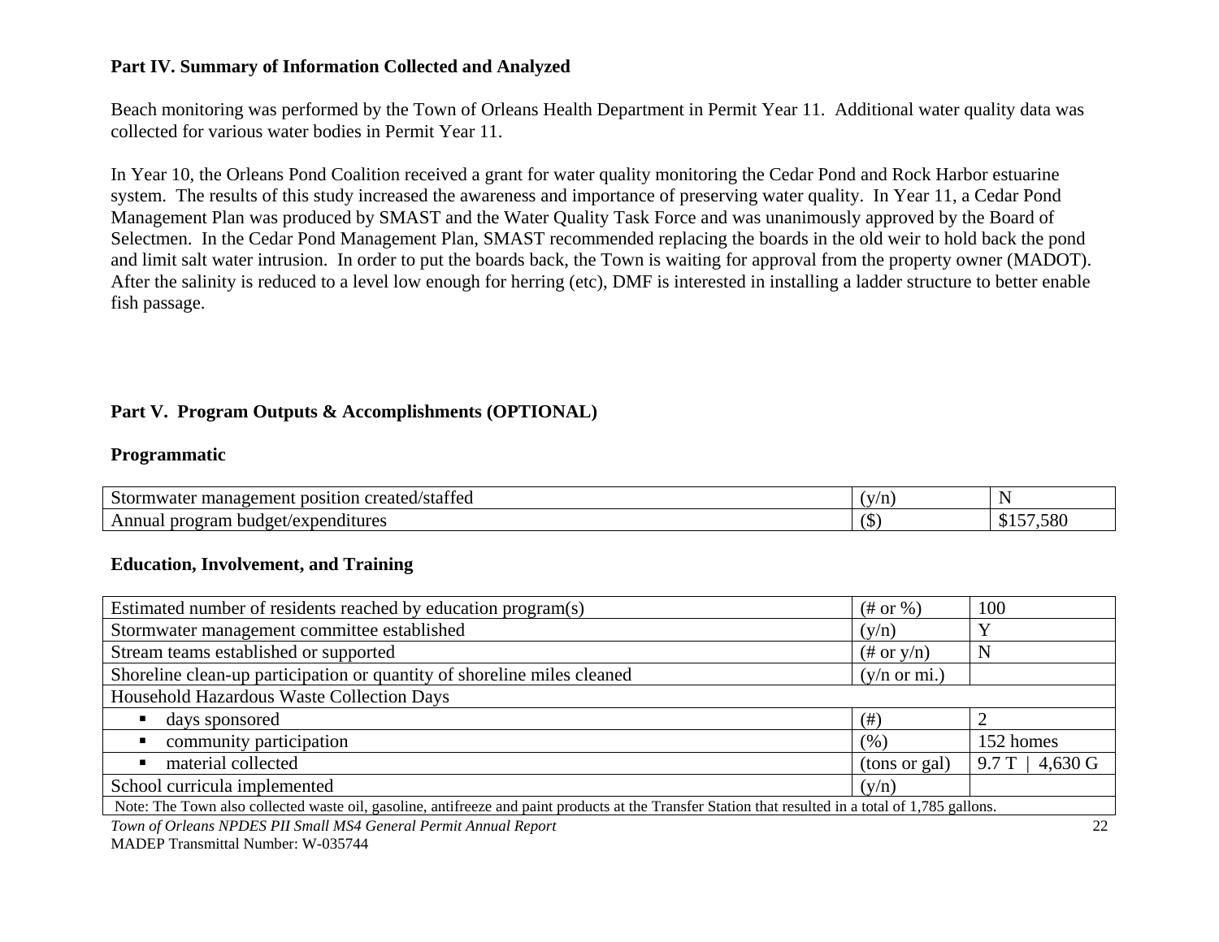## Part IV. Summary of Information Collected and Analyzed

Beach monitoring was performed by the Town of Orleans Health Department in Permit Year 11. Additional water quality data was collected for various water bodies in Permit Year 11.

In Year 10, the Orleans Pond Coalition received a grant for water quality monitoring the Cedar Pond and Rock Harbor estuarine system. The results of this study increased the awareness and importance of preserving water quality. In Year 11, a Cedar Pond Management Plan was produced by SMAST and the Water Quality Task Force and was unanimously approved by the Board of Selectmen. In the Cedar Pond Management Plan, SMAST recommended replacing the boards in the old weir to hold back the pond and limit salt water intrusion. In order to put the boards back, the Town is waiting for approval from the property owner (MADOT). After the salinity is reduced to a level low enough for herring (etc), DMF is interested in installing a ladder structure to better enable fish passage.

## Part V. Program Outputs & Accomplishments (OPTIONAL)

### Programmatic

| | | |
|---|---|---|
| Stormwater management position created/staffed | (y/n) | N |
| Annual program budget/expenditures | ($) | $157,580 |

### Education, Involvement, and Training

| | | |
|---|---|---|
| Estimated number of residents reached by education program(s) | (# or %) | 100 |
| Stormwater management committee established | (y/n) | Y |
| Stream teams established or supported | (# or y/n) | N |
| Shoreline clean-up participation or quantity of shoreline miles cleaned | (y/n or mi.) | |
| Household Hazardous Waste Collection Days | | |
| ▪ days sponsored | (#) | 2 |
| ▪ community participation | (%) | 152 homes |
| ▪ material collected | (tons or gal) | 9.7 T \| 4,630 G |
| School curricula implemented | (y/n) | |
| Note: The Town also collected waste oil, gasoline, antifreeze and paint products at the Transfer Station that resulted in a total of 1,785 gallons. | | |

*Town of Orleans NPDES PII Small MS4 General Permit Annual Report*
MADEP Transmittal Number: W-035744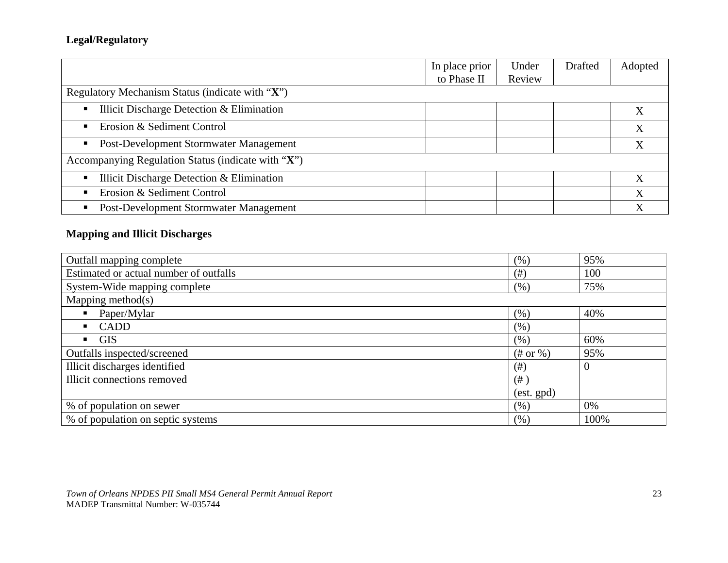**Legal/Regulatory**

| | In place prior to Phase II | Under Review | Drafted | Adopted |
|---|---|---|---|---|
| Regulatory Mechanism Status (indicate with "**X**") | | | | |
| ▪ Illicit Discharge Detection & Elimination | | | | X |
| ▪ Erosion & Sediment Control | | | | X |
| ▪ Post-Development Stormwater Management | | | | X |
| Accompanying Regulation Status (indicate with "**X**") | | | | |
| ▪ Illicit Discharge Detection & Elimination | | | | X |
| ▪ Erosion & Sediment Control | | | | X |
| ▪ Post-Development Stormwater Management | | | | X |

**Mapping and Illicit Discharges**

| | | |
|---|---|---|
| Outfall mapping complete | (%) | 95% |
| Estimated or actual number of outfalls | (#) | 100 |
| System-Wide mapping complete | (%) | 75% |
| Mapping method(s) | | |
| ▪ Paper/Mylar | (%) | 40% |
| ▪ CADD | (%) | |
| ▪ GIS | (%) | 60% |
| Outfalls inspected/screened | (# or %) | 95% |
| Illicit discharges identified | (#) | 0 |
| Illicit connections removed | (# ) (est. gpd) | |
| % of population on sewer | (%) | 0% |
| % of population on septic systems | (%) | 100% |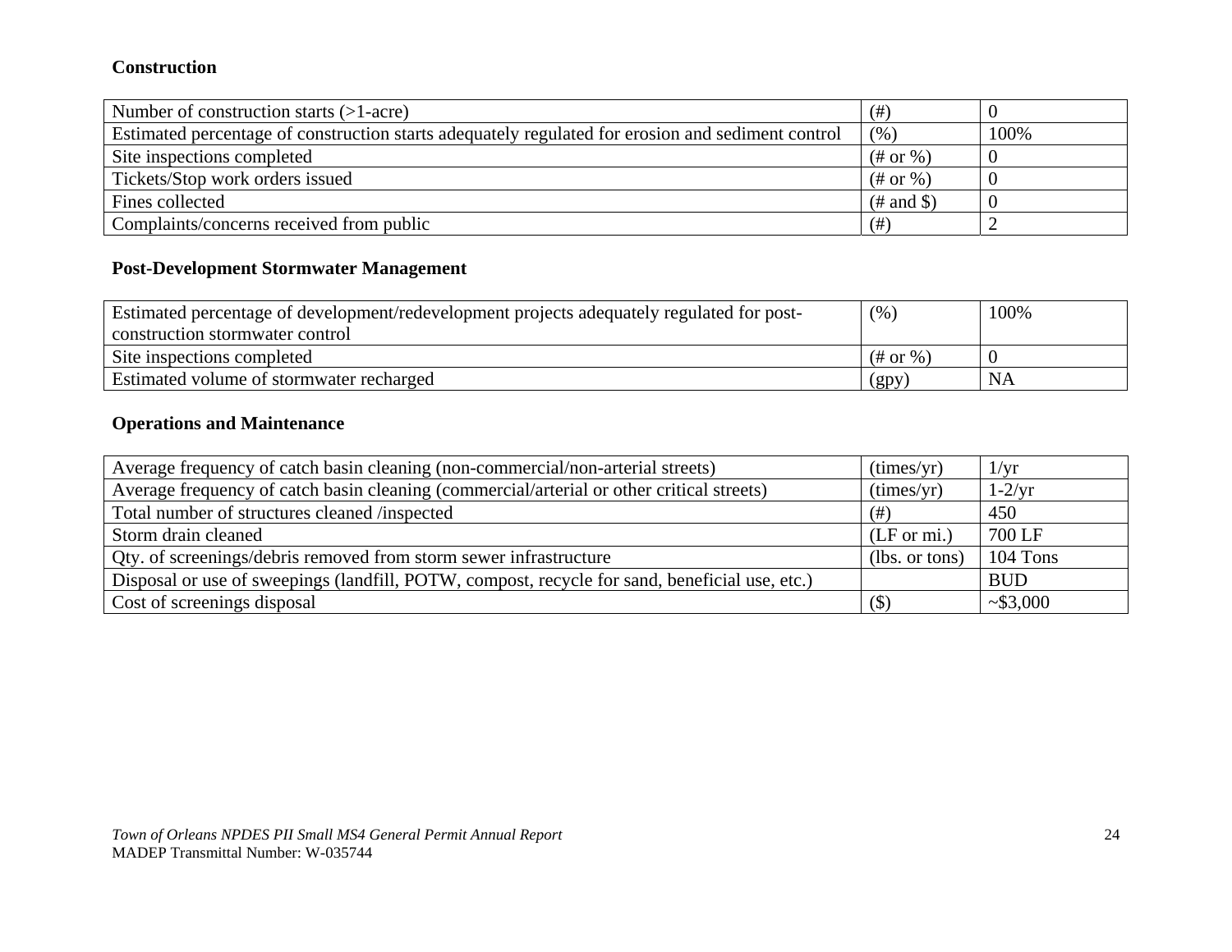**Construction**

| | | |
|---|---|---|
| Number of construction starts (>1-acre) | (#) | 0 |
| Estimated percentage of construction starts adequately regulated for erosion and sediment control | (%) | 100% |
| Site inspections completed | (# or %) | 0 |
| Tickets/Stop work orders issued | (# or %) | 0 |
| Fines collected | (# and $) | 0 |
| Complaints/concerns received from public | (#) | 2 |

**Post-Development Stormwater Management**

| | | |
|---|---|---|
| Estimated percentage of development/redevelopment projects adequately regulated for post-construction stormwater control | (%) | 100% |
| Site inspections completed | (# or %) | 0 |
| Estimated volume of stormwater recharged | (gpy) | NA |

**Operations and Maintenance**

| | | |
|---|---|---|
| Average frequency of catch basin cleaning (non-commercial/non-arterial streets) | (times/yr) | 1/yr |
| Average frequency of catch basin cleaning (commercial/arterial or other critical streets) | (times/yr) | 1-2/yr |
| Total number of structures cleaned /inspected | (#) | 450 |
| Storm drain cleaned | (LF or mi.) | 700 LF |
| Qty. of screenings/debris removed from storm sewer infrastructure | (lbs. or tons) | 104 Tons |
| Disposal or use of sweepings (landfill, POTW, compost, recycle for sand, beneficial use, etc.) | | BUD |
| Cost of screenings disposal | ($) | ~$3,000 |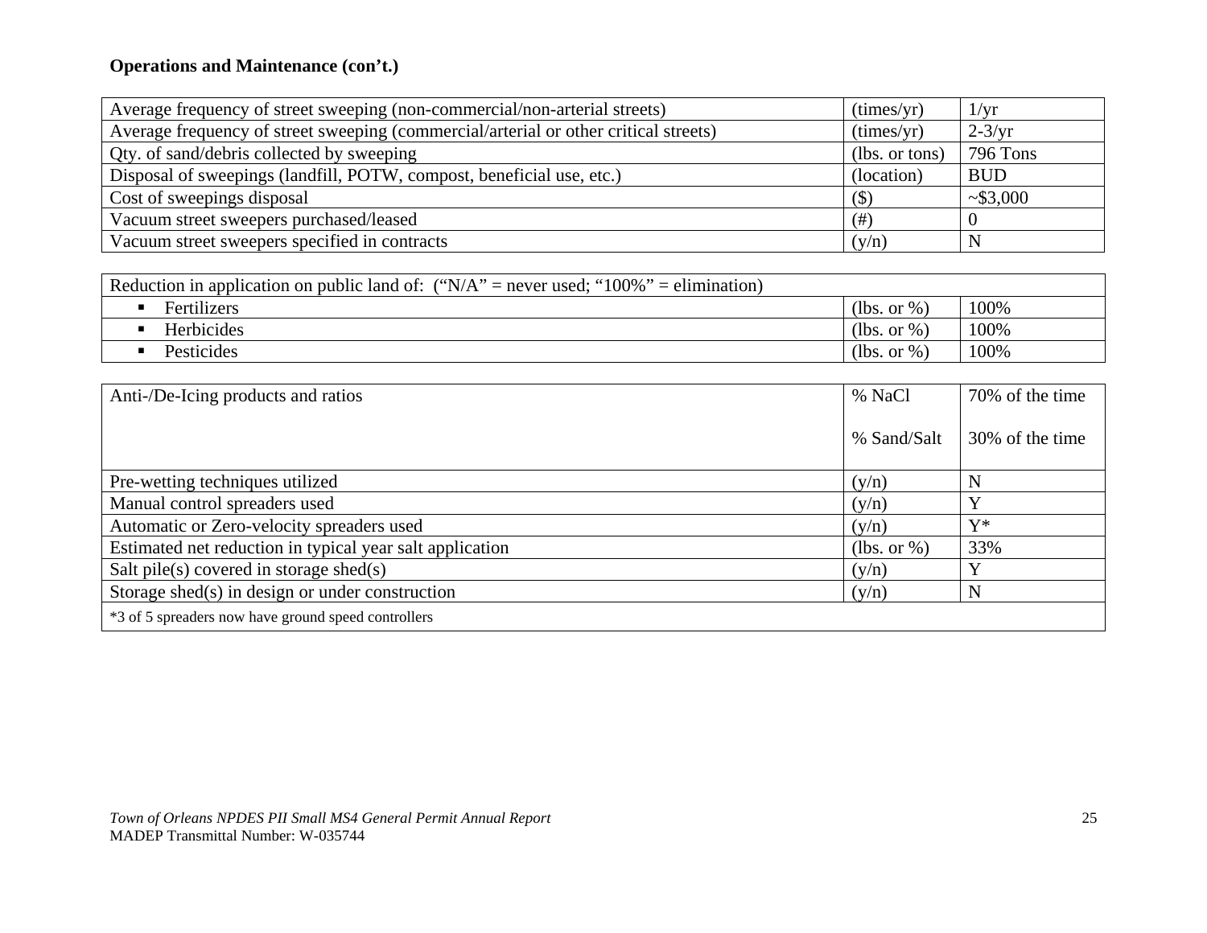**Operations and Maintenance (con't.)**

| | | |
|---|---|---|
| Average frequency of street sweeping (non-commercial/non-arterial streets) | (times/yr) | 1/yr |
| Average frequency of street sweeping (commercial/arterial or other critical streets) | (times/yr) | 2-3/yr |
| Qty. of sand/debris collected by sweeping | (lbs. or tons) | 796 Tons |
| Disposal of sweepings (landfill, POTW, compost, beneficial use, etc.) | (location) | BUD |
| Cost of sweepings disposal | ($) | ~$3,000 |
| Vacuum street sweepers purchased/leased | (#) | 0 |
| Vacuum street sweepers specified in contracts | (y/n) | N |

| Reduction in application on public land of: ("N/A" = never used; "100%" = elimination) | | |
|---|---|---|
| ▪ Fertilizers | (lbs. or %) | 100% |
| ▪ Herbicides | (lbs. or %) | 100% |
| ▪ Pesticides | (lbs. or %) | 100% |

| | | |
|---|---|---|
| Anti-/De-Icing products and ratios | % NaCl<br><br>% Sand/Salt | 70% of the time<br><br>30% of the time |
| Pre-wetting techniques utilized | (y/n) | N |
| Manual control spreaders used | (y/n) | Y |
| Automatic or Zero-velocity spreaders used | (y/n) | Y* |
| Estimated net reduction in typical year salt application | (lbs. or %) | 33% |
| Salt pile(s) covered in storage shed(s) | (y/n) | Y |
| Storage shed(s) in design or under construction | (y/n) | N |
| *3 of 5 spreaders now have ground speed controllers | | |

*Town of Orleans NPDES PII Small MS4 General Permit Annual Report*
MADEP Transmittal Number: W-035744